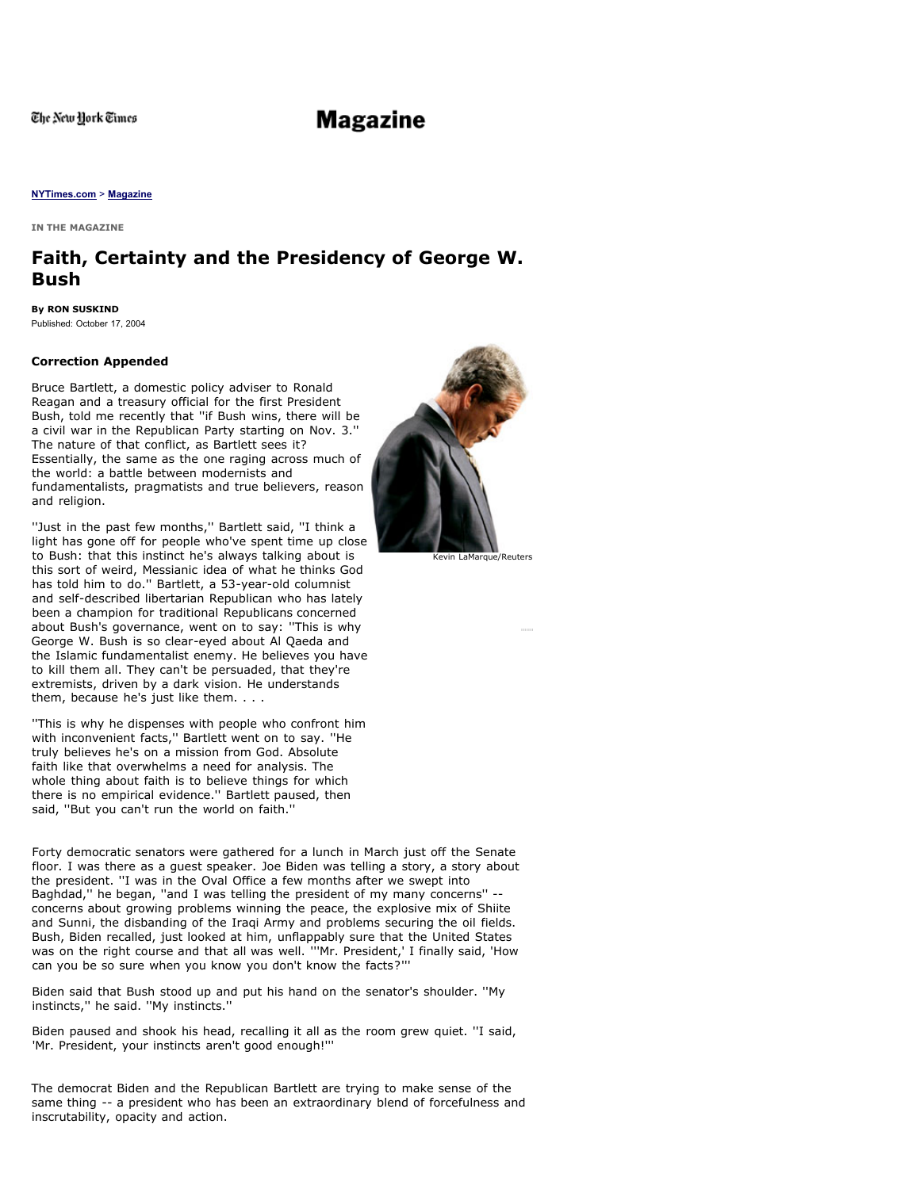The New York Times **Magazine**

NYTimes.com > Magazine

IN THE MAGAZINE

# Faith, Certainty and the Presidency of George W. Bush

**By RON SUSKIND**
Published: October 17, 2004

**Correction Appended**

Kevin LaMarque/Reuters

Bruce Bartlett, a domestic policy adviser to Ronald Reagan and a treasury official for the first President Bush, told me recently that ''if Bush wins, there will be a civil war in the Republican Party starting on Nov. 3.'' The nature of that conflict, as Bartlett sees it? Essentially, the same as the one raging across much of the world: a battle between modernists and fundamentalists, pragmatists and true believers, reason and religion.

''Just in the past few months,'' Bartlett said, ''I think a light has gone off for people who've spent time up close to Bush: that this instinct he's always talking about is this sort of weird, Messianic idea of what he thinks God has told him to do.'' Bartlett, a 53-year-old columnist and self-described libertarian Republican who has lately been a champion for traditional Republicans concerned about Bush's governance, went on to say: ''This is why George W. Bush is so clear-eyed about Al Qaeda and the Islamic fundamentalist enemy. He believes you have to kill them all. They can't be persuaded, that they're extremists, driven by a dark vision. He understands them, because he's just like them. . . .

''This is why he dispenses with people who confront him with inconvenient facts,'' Bartlett went on to say. ''He truly believes he's on a mission from God. Absolute faith like that overwhelms a need for analysis. The whole thing about faith is to believe things for which there is no empirical evidence.'' Bartlett paused, then said, ''But you can't run the world on faith.''

Forty democratic senators were gathered for a lunch in March just off the Senate floor. I was there as a guest speaker. Joe Biden was telling a story, a story about the president. ''I was in the Oval Office a few months after we swept into Baghdad,'' he began, ''and I was telling the president of my many concerns'' -- concerns about growing problems winning the peace, the explosive mix of Shiite and Sunni, the disbanding of the Iraqi Army and problems securing the oil fields. Bush, Biden recalled, just looked at him, unflappably sure that the United States was on the right course and that all was well. '''Mr. President,' I finally said, 'How can you be so sure when you know you don't know the facts?'''

Biden said that Bush stood up and put his hand on the senator's shoulder. ''My instincts,'' he said. ''My instincts.''

Biden paused and shook his head, recalling it all as the room grew quiet. ''I said, 'Mr. President, your instincts aren't good enough!'''

The democrat Biden and the Republican Bartlett are trying to make sense of the same thing -- a president who has been an extraordinary blend of forcefulness and inscrutability, opacity and action.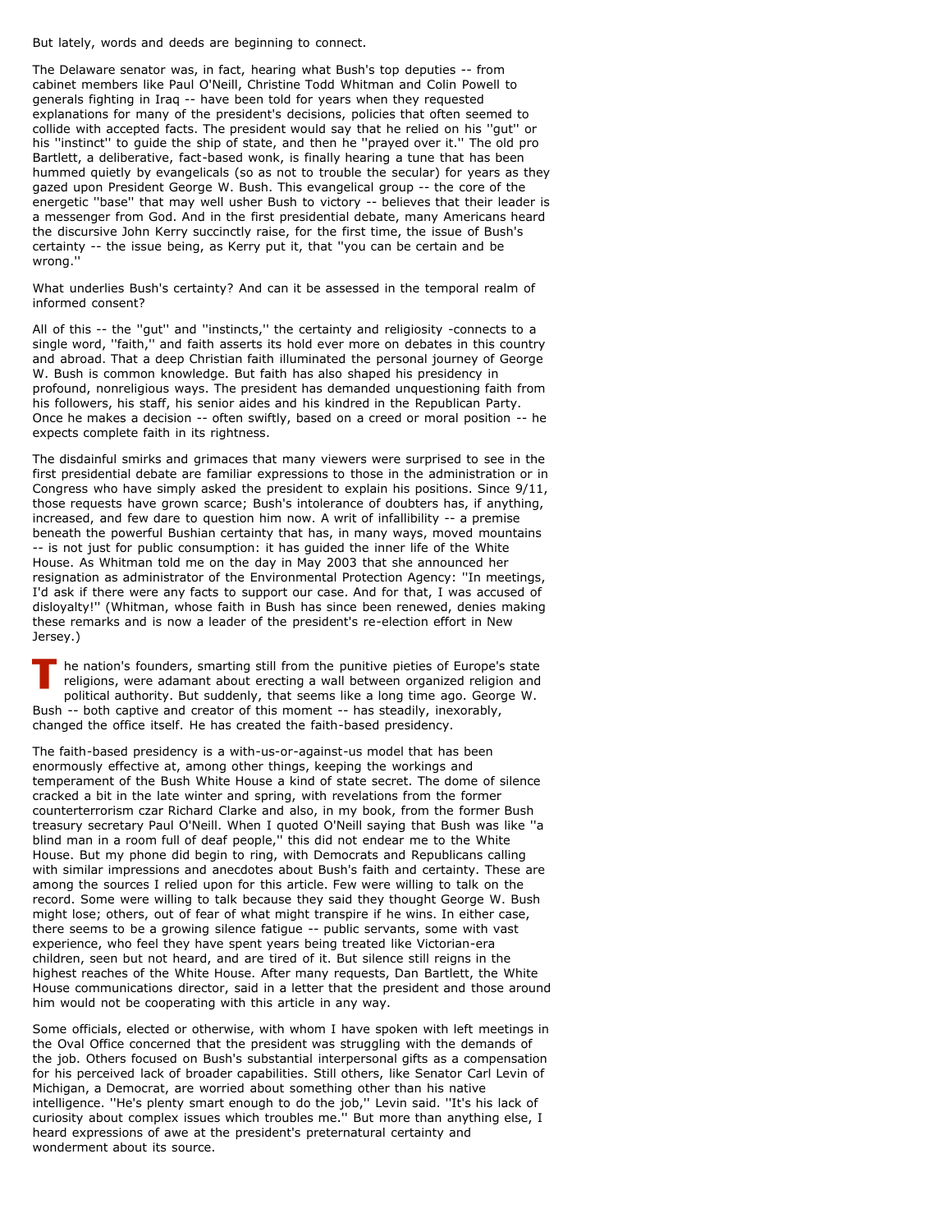But lately, words and deeds are beginning to connect.

The Delaware senator was, in fact, hearing what Bush's top deputies -- from cabinet members like Paul O'Neill, Christine Todd Whitman and Colin Powell to generals fighting in Iraq -- have been told for years when they requested explanations for many of the president's decisions, policies that often seemed to collide with accepted facts. The president would say that he relied on his ''gut'' or his ''instinct'' to guide the ship of state, and then he ''prayed over it.'' The old pro Bartlett, a deliberative, fact-based wonk, is finally hearing a tune that has been hummed quietly by evangelicals (so as not to trouble the secular) for years as they gazed upon President George W. Bush. This evangelical group -- the core of the energetic ''base'' that may well usher Bush to victory -- believes that their leader is a messenger from God. And in the first presidential debate, many Americans heard the discursive John Kerry succinctly raise, for the first time, the issue of Bush's certainty -- the issue being, as Kerry put it, that ''you can be certain and be wrong.''

What underlies Bush's certainty? And can it be assessed in the temporal realm of informed consent?

All of this -- the ''gut'' and ''instincts,'' the certainty and religiosity -connects to a single word, ''faith,'' and faith asserts its hold ever more on debates in this country and abroad. That a deep Christian faith illuminated the personal journey of George W. Bush is common knowledge. But faith has also shaped his presidency in profound, nonreligious ways. The president has demanded unquestioning faith from his followers, his staff, his senior aides and his kindred in the Republican Party. Once he makes a decision -- often swiftly, based on a creed or moral position -- he expects complete faith in its rightness.

The disdainful smirks and grimaces that many viewers were surprised to see in the first presidential debate are familiar expressions to those in the administration or in Congress who have simply asked the president to explain his positions. Since 9/11, those requests have grown scarce; Bush's intolerance of doubters has, if anything, increased, and few dare to question him now. A writ of infallibility -- a premise beneath the powerful Bushian certainty that has, in many ways, moved mountains -- is not just for public consumption: it has guided the inner life of the White House. As Whitman told me on the day in May 2003 that she announced her resignation as administrator of the Environmental Protection Agency: ''In meetings, I'd ask if there were any facts to support our case. And for that, I was accused of disloyalty!'' (Whitman, whose faith in Bush has since been renewed, denies making these remarks and is now a leader of the president's re-election effort in New Jersey.)

The nation's founders, smarting still from the punitive pieties of Europe's state religions, were adamant about erecting a wall between organized religion and political authority. But suddenly, that seems like a long time ago. George W. Bush -- both captive and creator of this moment -- has steadily, inexorably, changed the office itself. He has created the faith-based presidency.

The faith-based presidency is a with-us-or-against-us model that has been enormously effective at, among other things, keeping the workings and temperament of the Bush White House a kind of state secret. The dome of silence cracked a bit in the late winter and spring, with revelations from the former counterterrorism czar Richard Clarke and also, in my book, from the former Bush treasury secretary Paul O'Neill. When I quoted O'Neill saying that Bush was like ''a blind man in a room full of deaf people,'' this did not endear me to the White House. But my phone did begin to ring, with Democrats and Republicans calling with similar impressions and anecdotes about Bush's faith and certainty. These are among the sources I relied upon for this article. Few were willing to talk on the record. Some were willing to talk because they said they thought George W. Bush might lose; others, out of fear of what might transpire if he wins. In either case, there seems to be a growing silence fatigue -- public servants, some with vast experience, who feel they have spent years being treated like Victorian-era children, seen but not heard, and are tired of it. But silence still reigns in the highest reaches of the White House. After many requests, Dan Bartlett, the White House communications director, said in a letter that the president and those around him would not be cooperating with this article in any way.

Some officials, elected or otherwise, with whom I have spoken with left meetings in the Oval Office concerned that the president was struggling with the demands of the job. Others focused on Bush's substantial interpersonal gifts as a compensation for his perceived lack of broader capabilities. Still others, like Senator Carl Levin of Michigan, a Democrat, are worried about something other than his native intelligence. ''He's plenty smart enough to do the job,'' Levin said. ''It's his lack of curiosity about complex issues which troubles me.'' But more than anything else, I heard expressions of awe at the president's preternatural certainty and wonderment about its source.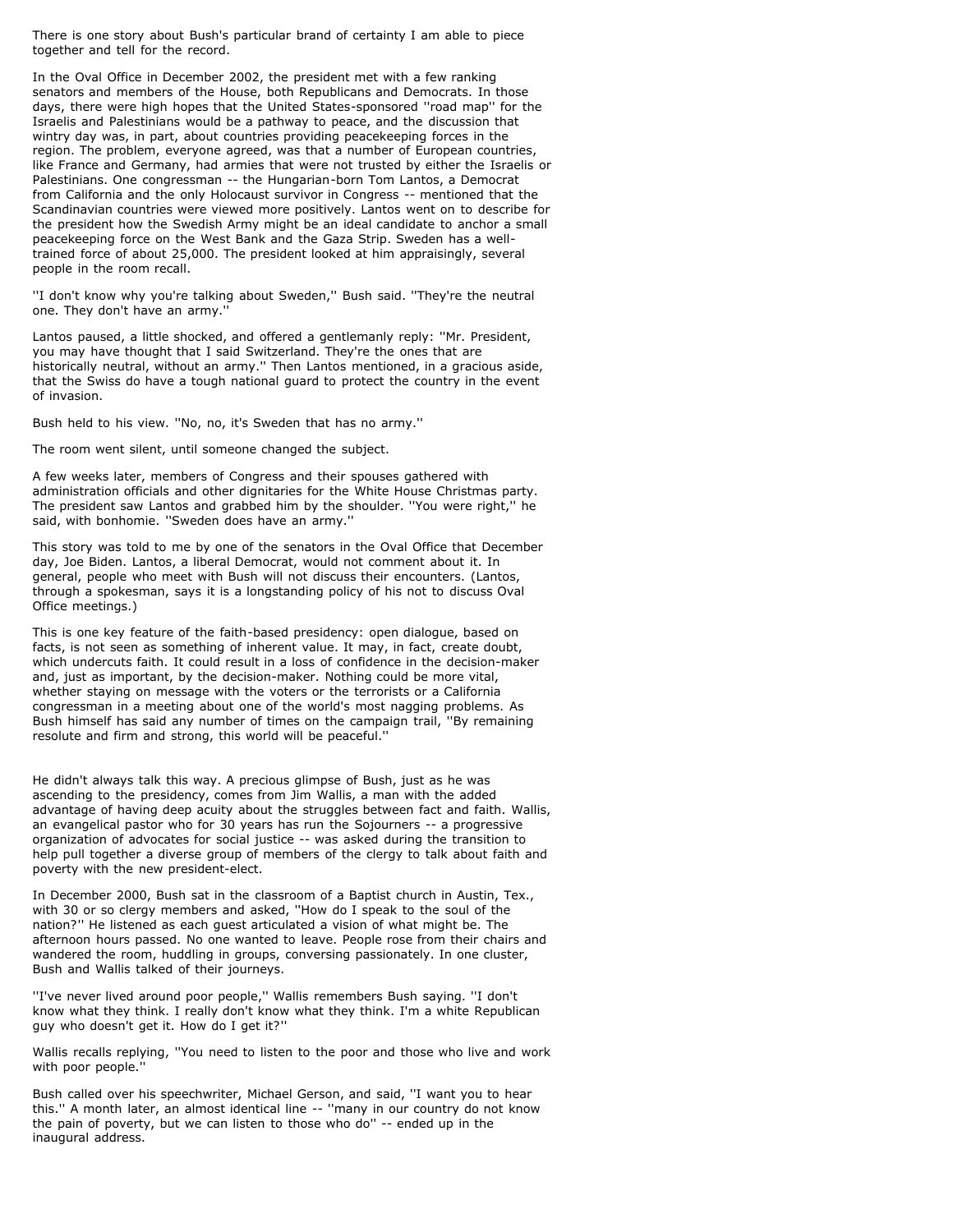There is one story about Bush's particular brand of certainty I am able to piece together and tell for the record.

In the Oval Office in December 2002, the president met with a few ranking senators and members of the House, both Republicans and Democrats. In those days, there were high hopes that the United States-sponsored ''road map'' for the Israelis and Palestinians would be a pathway to peace, and the discussion that wintry day was, in part, about countries providing peacekeeping forces in the region. The problem, everyone agreed, was that a number of European countries, like France and Germany, had armies that were not trusted by either the Israelis or Palestinians. One congressman -- the Hungarian-born Tom Lantos, a Democrat from California and the only Holocaust survivor in Congress -- mentioned that the Scandinavian countries were viewed more positively. Lantos went on to describe for the president how the Swedish Army might be an ideal candidate to anchor a small peacekeeping force on the West Bank and the Gaza Strip. Sweden has a well-trained force of about 25,000. The president looked at him appraisingly, several people in the room recall.

''I don't know why you're talking about Sweden,'' Bush said. ''They're the neutral one. They don't have an army.''

Lantos paused, a little shocked, and offered a gentlemanly reply: ''Mr. President, you may have thought that I said Switzerland. They're the ones that are historically neutral, without an army.'' Then Lantos mentioned, in a gracious aside, that the Swiss do have a tough national guard to protect the country in the event of invasion.

Bush held to his view. ''No, no, it's Sweden that has no army.''

The room went silent, until someone changed the subject.

A few weeks later, members of Congress and their spouses gathered with administration officials and other dignitaries for the White House Christmas party. The president saw Lantos and grabbed him by the shoulder. ''You were right,'' he said, with bonhomie. ''Sweden does have an army.''

This story was told to me by one of the senators in the Oval Office that December day, Joe Biden. Lantos, a liberal Democrat, would not comment about it. In general, people who meet with Bush will not discuss their encounters. (Lantos, through a spokesman, says it is a longstanding policy of his not to discuss Oval Office meetings.)

This is one key feature of the faith-based presidency: open dialogue, based on facts, is not seen as something of inherent value. It may, in fact, create doubt, which undercuts faith. It could result in a loss of confidence in the decision-maker and, just as important, by the decision-maker. Nothing could be more vital, whether staying on message with the voters or the terrorists or a California congressman in a meeting about one of the world's most nagging problems. As Bush himself has said any number of times on the campaign trail, ''By remaining resolute and firm and strong, this world will be peaceful.''

He didn't always talk this way. A precious glimpse of Bush, just as he was ascending to the presidency, comes from Jim Wallis, a man with the added advantage of having deep acuity about the struggles between fact and faith. Wallis, an evangelical pastor who for 30 years has run the Sojourners -- a progressive organization of advocates for social justice -- was asked during the transition to help pull together a diverse group of members of the clergy to talk about faith and poverty with the new president-elect.

In December 2000, Bush sat in the classroom of a Baptist church in Austin, Tex., with 30 or so clergy members and asked, ''How do I speak to the soul of the nation?'' He listened as each guest articulated a vision of what might be. The afternoon hours passed. No one wanted to leave. People rose from their chairs and wandered the room, huddling in groups, conversing passionately. In one cluster, Bush and Wallis talked of their journeys.

''I've never lived around poor people,'' Wallis remembers Bush saying. ''I don't know what they think. I really don't know what they think. I'm a white Republican guy who doesn't get it. How do I get it?''

Wallis recalls replying, ''You need to listen to the poor and those who live and work with poor people.''

Bush called over his speechwriter, Michael Gerson, and said, ''I want you to hear this.'' A month later, an almost identical line -- ''many in our country do not know the pain of poverty, but we can listen to those who do'' -- ended up in the inaugural address.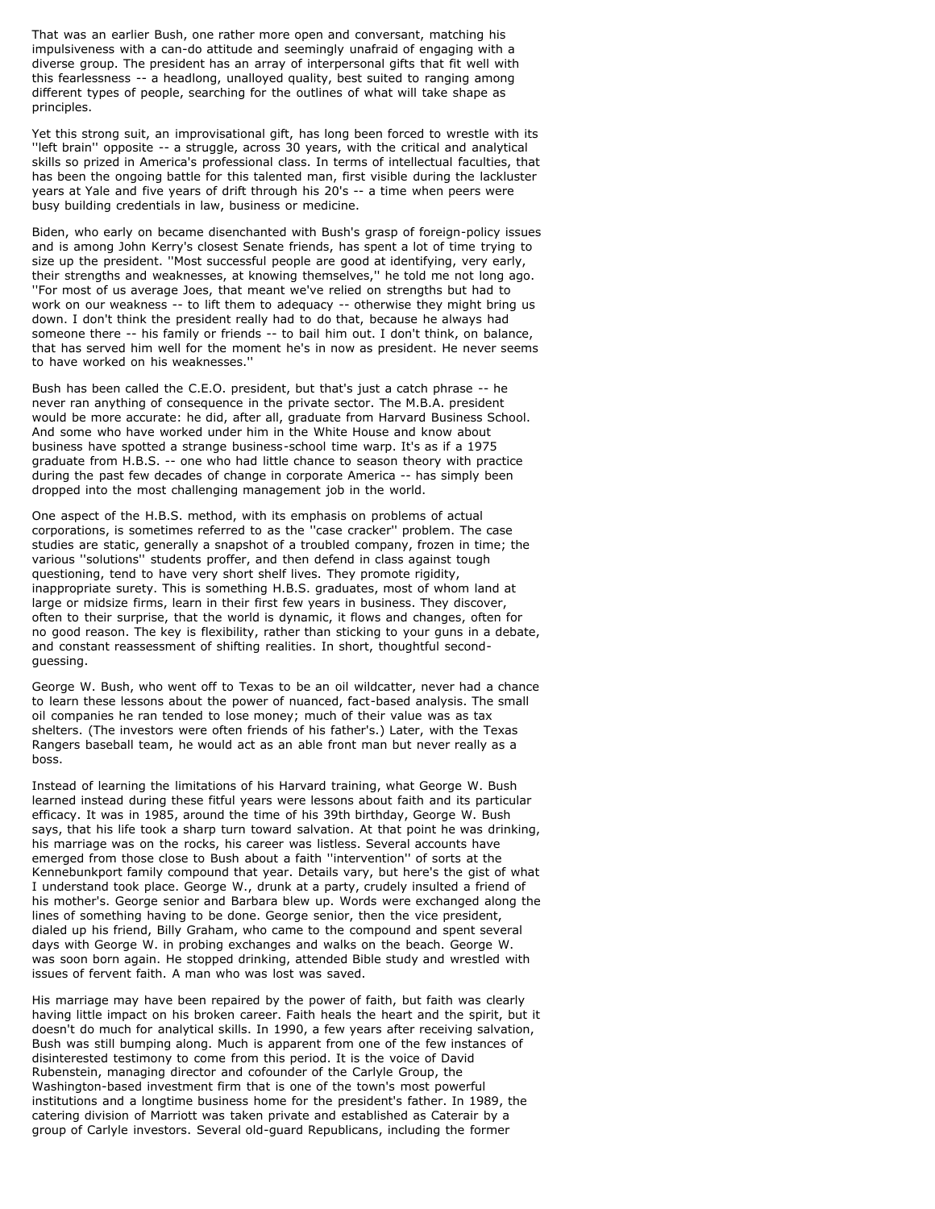That was an earlier Bush, one rather more open and conversant, matching his impulsiveness with a can-do attitude and seemingly unafraid of engaging with a diverse group. The president has an array of interpersonal gifts that fit well with this fearlessness -- a headlong, unalloyed quality, best suited to ranging among different types of people, searching for the outlines of what will take shape as principles.

Yet this strong suit, an improvisational gift, has long been forced to wrestle with its ''left brain'' opposite -- a struggle, across 30 years, with the critical and analytical skills so prized in America's professional class. In terms of intellectual faculties, that has been the ongoing battle for this talented man, first visible during the lackluster years at Yale and five years of drift through his 20's -- a time when peers were busy building credentials in law, business or medicine.

Biden, who early on became disenchanted with Bush's grasp of foreign-policy issues and is among John Kerry's closest Senate friends, has spent a lot of time trying to size up the president. ''Most successful people are good at identifying, very early, their strengths and weaknesses, at knowing themselves,'' he told me not long ago. ''For most of us average Joes, that meant we've relied on strengths but had to work on our weakness -- to lift them to adequacy -- otherwise they might bring us down. I don't think the president really had to do that, because he always had someone there -- his family or friends -- to bail him out. I don't think, on balance, that has served him well for the moment he's in now as president. He never seems to have worked on his weaknesses.''

Bush has been called the C.E.O. president, but that's just a catch phrase -- he never ran anything of consequence in the private sector. The M.B.A. president would be more accurate: he did, after all, graduate from Harvard Business School. And some who have worked under him in the White House and know about business have spotted a strange business-school time warp. It's as if a 1975 graduate from H.B.S. -- one who had little chance to season theory with practice during the past few decades of change in corporate America -- has simply been dropped into the most challenging management job in the world.

One aspect of the H.B.S. method, with its emphasis on problems of actual corporations, is sometimes referred to as the ''case cracker'' problem. The case studies are static, generally a snapshot of a troubled company, frozen in time; the various ''solutions'' students proffer, and then defend in class against tough questioning, tend to have very short shelf lives. They promote rigidity, inappropriate surety. This is something H.B.S. graduates, most of whom land at large or midsize firms, learn in their first few years in business. They discover, often to their surprise, that the world is dynamic, it flows and changes, often for no good reason. The key is flexibility, rather than sticking to your guns in a debate, and constant reassessment of shifting realities. In short, thoughtful second-guessing.

George W. Bush, who went off to Texas to be an oil wildcatter, never had a chance to learn these lessons about the power of nuanced, fact-based analysis. The small oil companies he ran tended to lose money; much of their value was as tax shelters. (The investors were often friends of his father's.) Later, with the Texas Rangers baseball team, he would act as an able front man but never really as a boss.

Instead of learning the limitations of his Harvard training, what George W. Bush learned instead during these fitful years were lessons about faith and its particular efficacy. It was in 1985, around the time of his 39th birthday, George W. Bush says, that his life took a sharp turn toward salvation. At that point he was drinking, his marriage was on the rocks, his career was listless. Several accounts have emerged from those close to Bush about a faith ''intervention'' of sorts at the Kennebunkport family compound that year. Details vary, but here's the gist of what I understand took place. George W., drunk at a party, crudely insulted a friend of his mother's. George senior and Barbara blew up. Words were exchanged along the lines of something having to be done. George senior, then the vice president, dialed up his friend, Billy Graham, who came to the compound and spent several days with George W. in probing exchanges and walks on the beach. George W. was soon born again. He stopped drinking, attended Bible study and wrestled with issues of fervent faith. A man who was lost was saved.

His marriage may have been repaired by the power of faith, but faith was clearly having little impact on his broken career. Faith heals the heart and the spirit, but it doesn't do much for analytical skills. In 1990, a few years after receiving salvation, Bush was still bumping along. Much is apparent from one of the few instances of disinterested testimony to come from this period. It is the voice of David Rubenstein, managing director and cofounder of the Carlyle Group, the Washington-based investment firm that is one of the town's most powerful institutions and a longtime business home for the president's father. In 1989, the catering division of Marriott was taken private and established as Caterair by a group of Carlyle investors. Several old-guard Republicans, including the former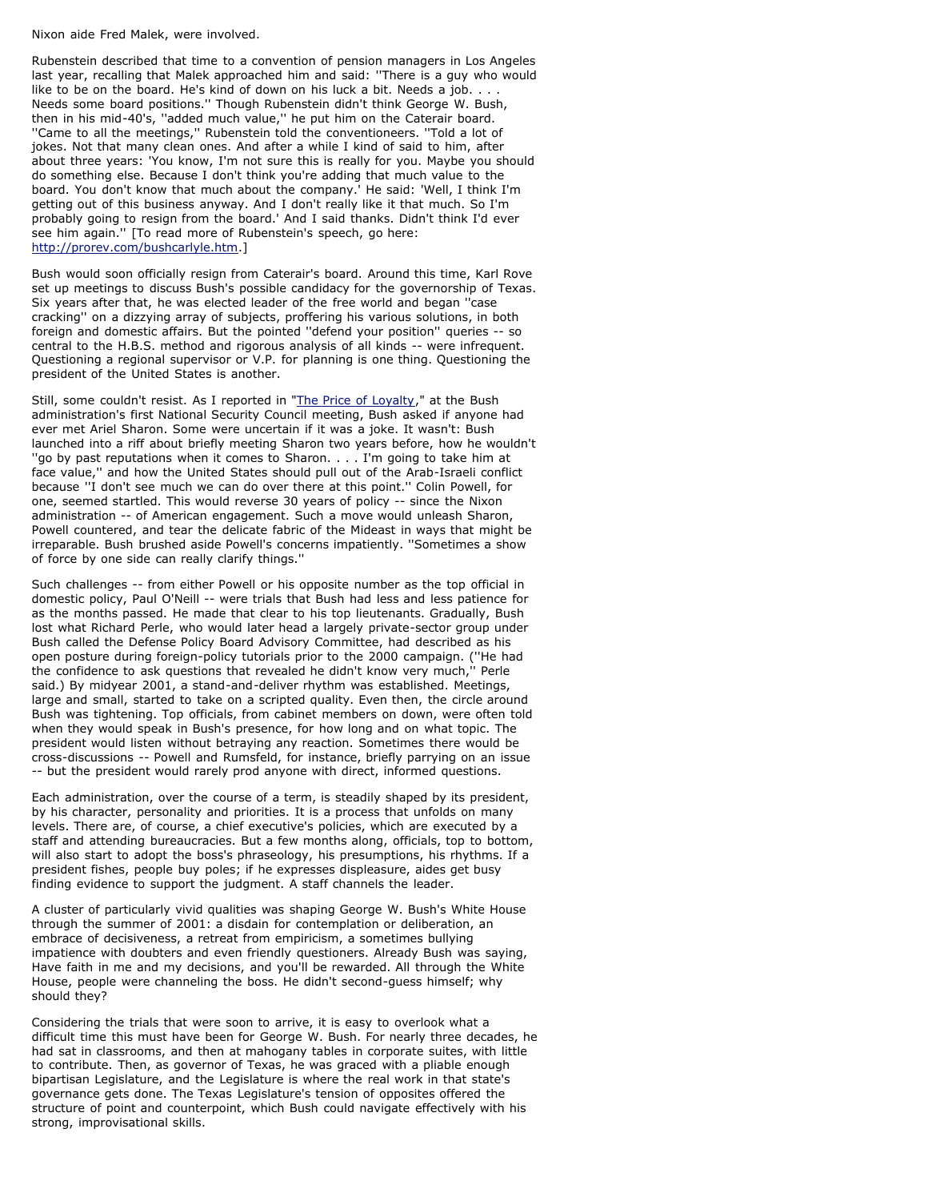Nixon aide Fred Malek, were involved.

Rubenstein described that time to a convention of pension managers in Los Angeles last year, recalling that Malek approached him and said: ''There is a guy who would like to be on the board. He's kind of down on his luck a bit. Needs a job. . . . Needs some board positions.'' Though Rubenstein didn't think George W. Bush, then in his mid-40's, ''added much value,'' he put him on the Caterair board. ''Came to all the meetings,'' Rubenstein told the conventioneers. ''Told a lot of jokes. Not that many clean ones. And after a while I kind of said to him, after about three years: 'You know, I'm not sure this is really for you. Maybe you should do something else. Because I don't think you're adding that much value to the board. You don't know that much about the company.' He said: 'Well, I think I'm getting out of this business anyway. And I don't really like it that much. So I'm probably going to resign from the board.' And I said thanks. Didn't think I'd ever see him again.'' [To read more of Rubenstein's speech, go here: http://prorev.com/bushcarlyle.htm.]

Bush would soon officially resign from Caterair's board. Around this time, Karl Rove set up meetings to discuss Bush's possible candidacy for the governorship of Texas. Six years after that, he was elected leader of the free world and began ''case cracking'' on a dizzying array of subjects, proffering his various solutions, in both foreign and domestic affairs. But the pointed ''defend your position'' queries -- so central to the H.B.S. method and rigorous analysis of all kinds -- were infrequent. Questioning a regional supervisor or V.P. for planning is one thing. Questioning the president of the United States is another.

Still, some couldn't resist. As I reported in "The Price of Loyalty," at the Bush administration's first National Security Council meeting, Bush asked if anyone had ever met Ariel Sharon. Some were uncertain if it was a joke. It wasn't: Bush launched into a riff about briefly meeting Sharon two years before, how he wouldn't ''go by past reputations when it comes to Sharon. . . . I'm going to take him at face value,'' and how the United States should pull out of the Arab-Israeli conflict because ''I don't see much we can do over there at this point.'' Colin Powell, for one, seemed startled. This would reverse 30 years of policy -- since the Nixon administration -- of American engagement. Such a move would unleash Sharon, Powell countered, and tear the delicate fabric of the Mideast in ways that might be irreparable. Bush brushed aside Powell's concerns impatiently. ''Sometimes a show of force by one side can really clarify things.''

Such challenges -- from either Powell or his opposite number as the top official in domestic policy, Paul O'Neill -- were trials that Bush had less and less patience for as the months passed. He made that clear to his top lieutenants. Gradually, Bush lost what Richard Perle, who would later head a largely private-sector group under Bush called the Defense Policy Board Advisory Committee, had described as his open posture during foreign-policy tutorials prior to the 2000 campaign. (''He had the confidence to ask questions that revealed he didn't know very much,'' Perle said.) By midyear 2001, a stand-and-deliver rhythm was established. Meetings, large and small, started to take on a scripted quality. Even then, the circle around Bush was tightening. Top officials, from cabinet members on down, were often told when they would speak in Bush's presence, for how long and on what topic. The president would listen without betraying any reaction. Sometimes there would be cross-discussions -- Powell and Rumsfeld, for instance, briefly parrying on an issue -- but the president would rarely prod anyone with direct, informed questions.

Each administration, over the course of a term, is steadily shaped by its president, by his character, personality and priorities. It is a process that unfolds on many levels. There are, of course, a chief executive's policies, which are executed by a staff and attending bureaucracies. But a few months along, officials, top to bottom, will also start to adopt the boss's phraseology, his presumptions, his rhythms. If a president fishes, people buy poles; if he expresses displeasure, aides get busy finding evidence to support the judgment. A staff channels the leader.

A cluster of particularly vivid qualities was shaping George W. Bush's White House through the summer of 2001: a disdain for contemplation or deliberation, an embrace of decisiveness, a retreat from empiricism, a sometimes bullying impatience with doubters and even friendly questioners. Already Bush was saying, Have faith in me and my decisions, and you'll be rewarded. All through the White House, people were channeling the boss. He didn't second-guess himself; why should they?

Considering the trials that were soon to arrive, it is easy to overlook what a difficult time this must have been for George W. Bush. For nearly three decades, he had sat in classrooms, and then at mahogany tables in corporate suites, with little to contribute. Then, as governor of Texas, he was graced with a pliable enough bipartisan Legislature, and the Legislature is where the real work in that state's governance gets done. The Texas Legislature's tension of opposites offered the structure of point and counterpoint, which Bush could navigate effectively with his strong, improvisational skills.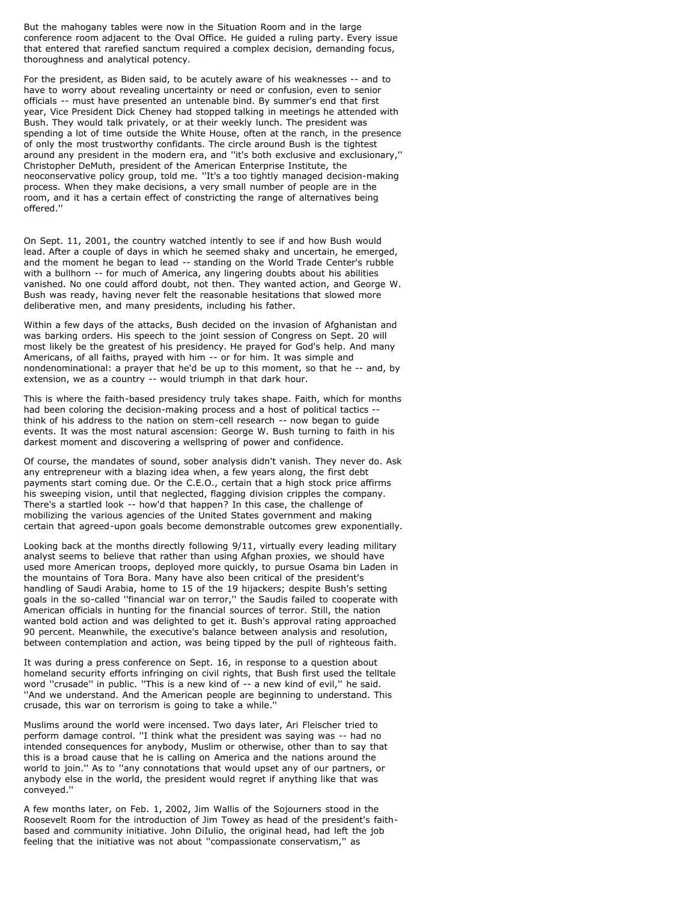But the mahogany tables were now in the Situation Room and in the large conference room adjacent to the Oval Office. He guided a ruling party. Every issue that entered that rarefied sanctum required a complex decision, demanding focus, thoroughness and analytical potency.

For the president, as Biden said, to be acutely aware of his weaknesses -- and to have to worry about revealing uncertainty or need or confusion, even to senior officials -- must have presented an untenable bind. By summer's end that first year, Vice President Dick Cheney had stopped talking in meetings he attended with Bush. They would talk privately, or at their weekly lunch. The president was spending a lot of time outside the White House, often at the ranch, in the presence of only the most trustworthy confidants. The circle around Bush is the tightest around any president in the modern era, and ''it's both exclusive and exclusionary,'' Christopher DeMuth, president of the American Enterprise Institute, the neoconservative policy group, told me. ''It's a too tightly managed decision-making process. When they make decisions, a very small number of people are in the room, and it has a certain effect of constricting the range of alternatives being offered.''

On Sept. 11, 2001, the country watched intently to see if and how Bush would lead. After a couple of days in which he seemed shaky and uncertain, he emerged, and the moment he began to lead -- standing on the World Trade Center's rubble with a bullhorn -- for much of America, any lingering doubts about his abilities vanished. No one could afford doubt, not then. They wanted action, and George W. Bush was ready, having never felt the reasonable hesitations that slowed more deliberative men, and many presidents, including his father.

Within a few days of the attacks, Bush decided on the invasion of Afghanistan and was barking orders. His speech to the joint session of Congress on Sept. 20 will most likely be the greatest of his presidency. He prayed for God's help. And many Americans, of all faiths, prayed with him -- or for him. It was simple and nondenominational: a prayer that he'd be up to this moment, so that he -- and, by extension, we as a country -- would triumph in that dark hour.

This is where the faith-based presidency truly takes shape. Faith, which for months had been coloring the decision-making process and a host of political tactics -- think of his address to the nation on stem-cell research -- now began to guide events. It was the most natural ascension: George W. Bush turning to faith in his darkest moment and discovering a wellspring of power and confidence.

Of course, the mandates of sound, sober analysis didn't vanish. They never do. Ask any entrepreneur with a blazing idea when, a few years along, the first debt payments start coming due. Or the C.E.O., certain that a high stock price affirms his sweeping vision, until that neglected, flagging division cripples the company. There's a startled look -- how'd that happen? In this case, the challenge of mobilizing the various agencies of the United States government and making certain that agreed-upon goals become demonstrable outcomes grew exponentially.

Looking back at the months directly following 9/11, virtually every leading military analyst seems to believe that rather than using Afghan proxies, we should have used more American troops, deployed more quickly, to pursue Osama bin Laden in the mountains of Tora Bora. Many have also been critical of the president's handling of Saudi Arabia, home to 15 of the 19 hijackers; despite Bush's setting goals in the so-called ''financial war on terror,'' the Saudis failed to cooperate with American officials in hunting for the financial sources of terror. Still, the nation wanted bold action and was delighted to get it. Bush's approval rating approached 90 percent. Meanwhile, the executive's balance between analysis and resolution, between contemplation and action, was being tipped by the pull of righteous faith.

It was during a press conference on Sept. 16, in response to a question about homeland security efforts infringing on civil rights, that Bush first used the telltale word ''crusade'' in public. ''This is a new kind of -- a new kind of evil,'' he said. ''And we understand. And the American people are beginning to understand. This crusade, this war on terrorism is going to take a while.''

Muslims around the world were incensed. Two days later, Ari Fleischer tried to perform damage control. ''I think what the president was saying was -- had no intended consequences for anybody, Muslim or otherwise, other than to say that this is a broad cause that he is calling on America and the nations around the world to join.'' As to ''any connotations that would upset any of our partners, or anybody else in the world, the president would regret if anything like that was conveyed.''

A few months later, on Feb. 1, 2002, Jim Wallis of the Sojourners stood in the Roosevelt Room for the introduction of Jim Towey as head of the president's faith-based and community initiative. John DiIulio, the original head, had left the job feeling that the initiative was not about ''compassionate conservatism,'' as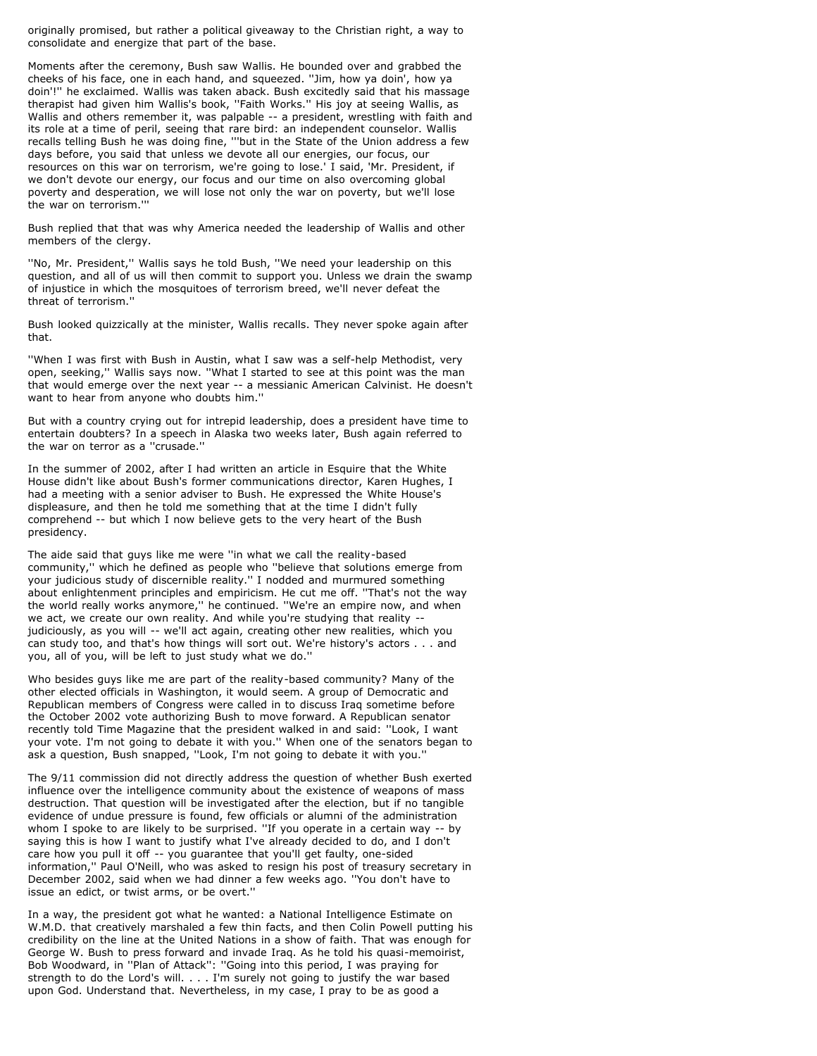originally promised, but rather a political giveaway to the Christian right, a way to consolidate and energize that part of the base.

Moments after the ceremony, Bush saw Wallis. He bounded over and grabbed the cheeks of his face, one in each hand, and squeezed. ''Jim, how ya doin', how ya doin'!'' he exclaimed. Wallis was taken aback. Bush excitedly said that his massage therapist had given him Wallis's book, ''Faith Works.'' His joy at seeing Wallis, as Wallis and others remember it, was palpable -- a president, wrestling with faith and its role at a time of peril, seeing that rare bird: an independent counselor. Wallis recalls telling Bush he was doing fine, '''but in the State of the Union address a few days before, you said that unless we devote all our energies, our focus, our resources on this war on terrorism, we're going to lose.' I said, 'Mr. President, if we don't devote our energy, our focus and our time on also overcoming global poverty and desperation, we will lose not only the war on poverty, but we'll lose the war on terrorism.'''

Bush replied that that was why America needed the leadership of Wallis and other members of the clergy.

''No, Mr. President,'' Wallis says he told Bush, ''We need your leadership on this question, and all of us will then commit to support you. Unless we drain the swamp of injustice in which the mosquitoes of terrorism breed, we'll never defeat the threat of terrorism.''

Bush looked quizzically at the minister, Wallis recalls. They never spoke again after that.

''When I was first with Bush in Austin, what I saw was a self-help Methodist, very open, seeking,'' Wallis says now. ''What I started to see at this point was the man that would emerge over the next year -- a messianic American Calvinist. He doesn't want to hear from anyone who doubts him.''

But with a country crying out for intrepid leadership, does a president have time to entertain doubters? In a speech in Alaska two weeks later, Bush again referred to the war on terror as a ''crusade.''

In the summer of 2002, after I had written an article in Esquire that the White House didn't like about Bush's former communications director, Karen Hughes, I had a meeting with a senior adviser to Bush. He expressed the White House's displeasure, and then he told me something that at the time I didn't fully comprehend -- but which I now believe gets to the very heart of the Bush presidency.

The aide said that guys like me were ''in what we call the reality-based community,'' which he defined as people who ''believe that solutions emerge from your judicious study of discernible reality.'' I nodded and murmured something about enlightenment principles and empiricism. He cut me off. ''That's not the way the world really works anymore,'' he continued. ''We're an empire now, and when we act, we create our own reality. And while you're studying that reality -- judiciously, as you will -- we'll act again, creating other new realities, which you can study too, and that's how things will sort out. We're history's actors . . . and you, all of you, will be left to just study what we do.''

Who besides guys like me are part of the reality-based community? Many of the other elected officials in Washington, it would seem. A group of Democratic and Republican members of Congress were called in to discuss Iraq sometime before the October 2002 vote authorizing Bush to move forward. A Republican senator recently told Time Magazine that the president walked in and said: ''Look, I want your vote. I'm not going to debate it with you.'' When one of the senators began to ask a question, Bush snapped, ''Look, I'm not going to debate it with you.''

The 9/11 commission did not directly address the question of whether Bush exerted influence over the intelligence community about the existence of weapons of mass destruction. That question will be investigated after the election, but if no tangible evidence of undue pressure is found, few officials or alumni of the administration whom I spoke to are likely to be surprised. ''If you operate in a certain way -- by saying this is how I want to justify what I've already decided to do, and I don't care how you pull it off -- you guarantee that you'll get faulty, one-sided information,'' Paul O'Neill, who was asked to resign his post of treasury secretary in December 2002, said when we had dinner a few weeks ago. ''You don't have to issue an edict, or twist arms, or be overt.''

In a way, the president got what he wanted: a National Intelligence Estimate on W.M.D. that creatively marshaled a few thin facts, and then Colin Powell putting his credibility on the line at the United Nations in a show of faith. That was enough for George W. Bush to press forward and invade Iraq. As he told his quasi-memoirist, Bob Woodward, in ''Plan of Attack'': ''Going into this period, I was praying for strength to do the Lord's will. . . . I'm surely not going to justify the war based upon God. Understand that. Nevertheless, in my case, I pray to be as good a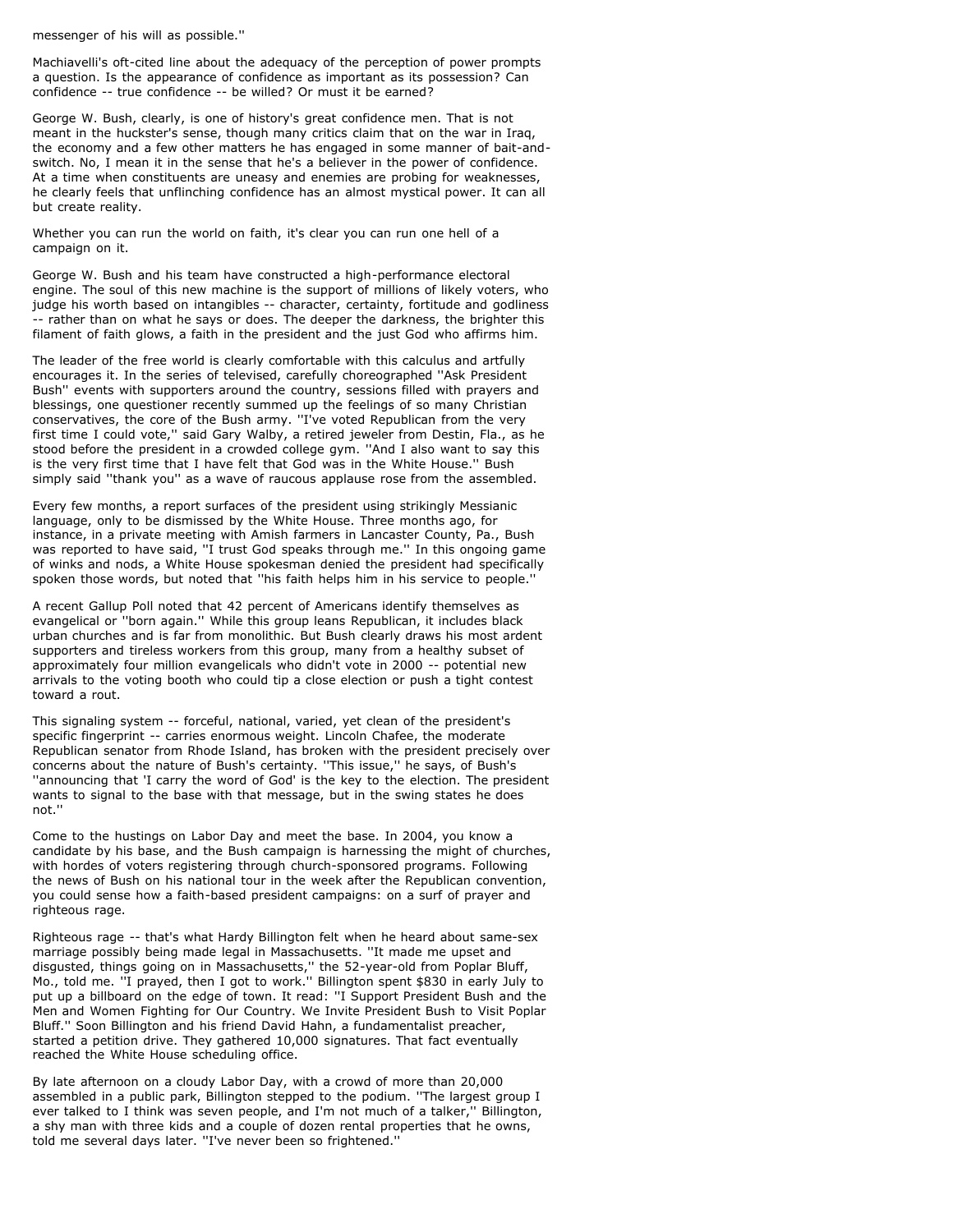messenger of his will as possible.''

Machiavelli's oft-cited line about the adequacy of the perception of power prompts a question. Is the appearance of confidence as important as its possession? Can confidence -- true confidence -- be willed? Or must it be earned?

George W. Bush, clearly, is one of history's great confidence men. That is not meant in the huckster's sense, though many critics claim that on the war in Iraq, the economy and a few other matters he has engaged in some manner of bait-and-switch. No, I mean it in the sense that he's a believer in the power of confidence. At a time when constituents are uneasy and enemies are probing for weaknesses, he clearly feels that unflinching confidence has an almost mystical power. It can all but create reality.

Whether you can run the world on faith, it's clear you can run one hell of a campaign on it.

George W. Bush and his team have constructed a high-performance electoral engine. The soul of this new machine is the support of millions of likely voters, who judge his worth based on intangibles -- character, certainty, fortitude and godliness -- rather than on what he says or does. The deeper the darkness, the brighter this filament of faith glows, a faith in the president and the just God who affirms him.

The leader of the free world is clearly comfortable with this calculus and artfully encourages it. In the series of televised, carefully choreographed ''Ask President Bush'' events with supporters around the country, sessions filled with prayers and blessings, one questioner recently summed up the feelings of so many Christian conservatives, the core of the Bush army. ''I've voted Republican from the very first time I could vote,'' said Gary Walby, a retired jeweler from Destin, Fla., as he stood before the president in a crowded college gym. ''And I also want to say this is the very first time that I have felt that God was in the White House.'' Bush simply said ''thank you'' as a wave of raucous applause rose from the assembled.

Every few months, a report surfaces of the president using strikingly Messianic language, only to be dismissed by the White House. Three months ago, for instance, in a private meeting with Amish farmers in Lancaster County, Pa., Bush was reported to have said, ''I trust God speaks through me.'' In this ongoing game of winks and nods, a White House spokesman denied the president had specifically spoken those words, but noted that ''his faith helps him in his service to people.''

A recent Gallup Poll noted that 42 percent of Americans identify themselves as evangelical or ''born again.'' While this group leans Republican, it includes black urban churches and is far from monolithic. But Bush clearly draws his most ardent supporters and tireless workers from this group, many from a healthy subset of approximately four million evangelicals who didn't vote in 2000 -- potential new arrivals to the voting booth who could tip a close election or push a tight contest toward a rout.

This signaling system -- forceful, national, varied, yet clean of the president's specific fingerprint -- carries enormous weight. Lincoln Chafee, the moderate Republican senator from Rhode Island, has broken with the president precisely over concerns about the nature of Bush's certainty. ''This issue,'' he says, of Bush's ''announcing that 'I carry the word of God' is the key to the election. The president wants to signal to the base with that message, but in the swing states he does not.''

Come to the hustings on Labor Day and meet the base. In 2004, you know a candidate by his base, and the Bush campaign is harnessing the might of churches, with hordes of voters registering through church-sponsored programs. Following the news of Bush on his national tour in the week after the Republican convention, you could sense how a faith-based president campaigns: on a surf of prayer and righteous rage.

Righteous rage -- that's what Hardy Billington felt when he heard about same-sex marriage possibly being made legal in Massachusetts. ''It made me upset and disgusted, things going on in Massachusetts,'' the 52-year-old from Poplar Bluff, Mo., told me. ''I prayed, then I got to work.'' Billington spent $830 in early July to put up a billboard on the edge of town. It read: ''I Support President Bush and the Men and Women Fighting for Our Country. We Invite President Bush to Visit Poplar Bluff.'' Soon Billington and his friend David Hahn, a fundamentalist preacher, started a petition drive. They gathered 10,000 signatures. That fact eventually reached the White House scheduling office.

By late afternoon on a cloudy Labor Day, with a crowd of more than 20,000 assembled in a public park, Billington stepped to the podium. ''The largest group I ever talked to I think was seven people, and I'm not much of a talker,'' Billington, a shy man with three kids and a couple of dozen rental properties that he owns, told me several days later. ''I've never been so frightened.''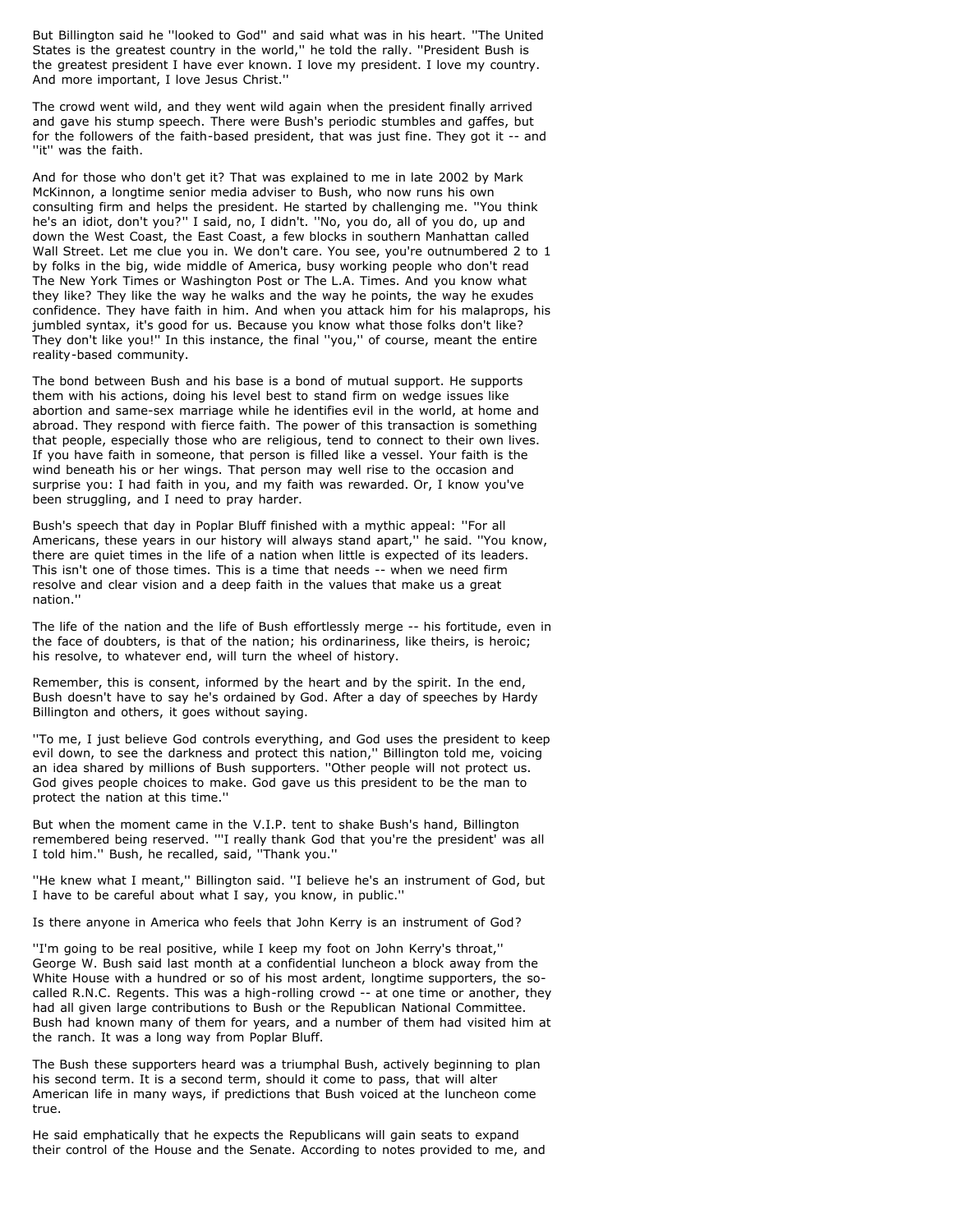But Billington said he ''looked to God'' and said what was in his heart. ''The United States is the greatest country in the world,'' he told the rally. ''President Bush is the greatest president I have ever known. I love my president. I love my country. And more important, I love Jesus Christ.''

The crowd went wild, and they went wild again when the president finally arrived and gave his stump speech. There were Bush's periodic stumbles and gaffes, but for the followers of the faith-based president, that was just fine. They got it -- and ''it'' was the faith.

And for those who don't get it? That was explained to me in late 2002 by Mark McKinnon, a longtime senior media adviser to Bush, who now runs his own consulting firm and helps the president. He started by challenging me. ''You think he's an idiot, don't you?'' I said, no, I didn't. ''No, you do, all of you do, up and down the West Coast, the East Coast, a few blocks in southern Manhattan called Wall Street. Let me clue you in. We don't care. You see, you're outnumbered 2 to 1 by folks in the big, wide middle of America, busy working people who don't read The New York Times or Washington Post or The L.A. Times. And you know what they like? They like the way he walks and the way he points, the way he exudes confidence. They have faith in him. And when you attack him for his malaprops, his jumbled syntax, it's good for us. Because you know what those folks don't like? They don't like you!'' In this instance, the final ''you,'' of course, meant the entire reality-based community.

The bond between Bush and his base is a bond of mutual support. He supports them with his actions, doing his level best to stand firm on wedge issues like abortion and same-sex marriage while he identifies evil in the world, at home and abroad. They respond with fierce faith. The power of this transaction is something that people, especially those who are religious, tend to connect to their own lives. If you have faith in someone, that person is filled like a vessel. Your faith is the wind beneath his or her wings. That person may well rise to the occasion and surprise you: I had faith in you, and my faith was rewarded. Or, I know you've been struggling, and I need to pray harder.

Bush's speech that day in Poplar Bluff finished with a mythic appeal: ''For all Americans, these years in our history will always stand apart,'' he said. ''You know, there are quiet times in the life of a nation when little is expected of its leaders. This isn't one of those times. This is a time that needs -- when we need firm resolve and clear vision and a deep faith in the values that make us a great nation.''

The life of the nation and the life of Bush effortlessly merge -- his fortitude, even in the face of doubters, is that of the nation; his ordinariness, like theirs, is heroic; his resolve, to whatever end, will turn the wheel of history.

Remember, this is consent, informed by the heart and by the spirit. In the end, Bush doesn't have to say he's ordained by God. After a day of speeches by Hardy Billington and others, it goes without saying.

''To me, I just believe God controls everything, and God uses the president to keep evil down, to see the darkness and protect this nation,'' Billington told me, voicing an idea shared by millions of Bush supporters. ''Other people will not protect us. God gives people choices to make. God gave us this president to be the man to protect the nation at this time.''

But when the moment came in the V.I.P. tent to shake Bush's hand, Billington remembered being reserved. '''I really thank God that you're the president' was all I told him.'' Bush, he recalled, said, ''Thank you.''

''He knew what I meant,'' Billington said. ''I believe he's an instrument of God, but I have to be careful about what I say, you know, in public.''

Is there anyone in America who feels that John Kerry is an instrument of God?

''I'm going to be real positive, while I keep my foot on John Kerry's throat,'' George W. Bush said last month at a confidential luncheon a block away from the White House with a hundred or so of his most ardent, longtime supporters, the so-called R.N.C. Regents. This was a high-rolling crowd -- at one time or another, they had all given large contributions to Bush or the Republican National Committee. Bush had known many of them for years, and a number of them had visited him at the ranch. It was a long way from Poplar Bluff.

The Bush these supporters heard was a triumphal Bush, actively beginning to plan his second term. It is a second term, should it come to pass, that will alter American life in many ways, if predictions that Bush voiced at the luncheon come true.

He said emphatically that he expects the Republicans will gain seats to expand their control of the House and the Senate. According to notes provided to me, and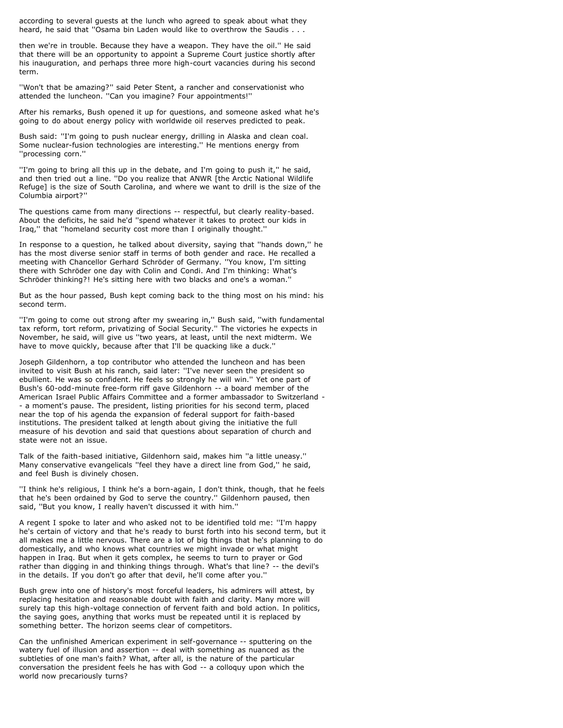according to several guests at the lunch who agreed to speak about what they heard, he said that ''Osama bin Laden would like to overthrow the Saudis . . .

then we're in trouble. Because they have a weapon. They have the oil.'' He said that there will be an opportunity to appoint a Supreme Court justice shortly after his inauguration, and perhaps three more high-court vacancies during his second term.

''Won't that be amazing?'' said Peter Stent, a rancher and conservationist who attended the luncheon. ''Can you imagine? Four appointments!''

After his remarks, Bush opened it up for questions, and someone asked what he's going to do about energy policy with worldwide oil reserves predicted to peak.

Bush said: ''I'm going to push nuclear energy, drilling in Alaska and clean coal. Some nuclear-fusion technologies are interesting.'' He mentions energy from ''processing corn.''

''I'm going to bring all this up in the debate, and I'm going to push it,'' he said, and then tried out a line. ''Do you realize that ANWR [the Arctic National Wildlife Refuge] is the size of South Carolina, and where we want to drill is the size of the Columbia airport?''

The questions came from many directions -- respectful, but clearly reality-based. About the deficits, he said he'd ''spend whatever it takes to protect our kids in Iraq,'' that ''homeland security cost more than I originally thought.''

In response to a question, he talked about diversity, saying that ''hands down,'' he has the most diverse senior staff in terms of both gender and race. He recalled a meeting with Chancellor Gerhard Schröder of Germany. ''You know, I'm sitting there with Schröder one day with Colin and Condi. And I'm thinking: What's Schröder thinking?! He's sitting here with two blacks and one's a woman.''

But as the hour passed, Bush kept coming back to the thing most on his mind: his second term.

''I'm going to come out strong after my swearing in,'' Bush said, ''with fundamental tax reform, tort reform, privatizing of Social Security.'' The victories he expects in November, he said, will give us ''two years, at least, until the next midterm. We have to move quickly, because after that I'll be quacking like a duck.''

Joseph Gildenhorn, a top contributor who attended the luncheon and has been invited to visit Bush at his ranch, said later: ''I've never seen the president so ebullient. He was so confident. He feels so strongly he will win.'' Yet one part of Bush's 60-odd-minute free-form riff gave Gildenhorn -- a board member of the American Israel Public Affairs Committee and a former ambassador to Switzerland -- a moment's pause. The president, listing priorities for his second term, placed near the top of his agenda the expansion of federal support for faith-based institutions. The president talked at length about giving the initiative the full measure of his devotion and said that questions about separation of church and state were not an issue.

Talk of the faith-based initiative, Gildenhorn said, makes him ''a little uneasy.'' Many conservative evangelicals ''feel they have a direct line from God,'' he said, and feel Bush is divinely chosen.

''I think he's religious, I think he's a born-again, I don't think, though, that he feels that he's been ordained by God to serve the country.'' Gildenhorn paused, then said, ''But you know, I really haven't discussed it with him.''

A regent I spoke to later and who asked not to be identified told me: ''I'm happy he's certain of victory and that he's ready to burst forth into his second term, but it all makes me a little nervous. There are a lot of big things that he's planning to do domestically, and who knows what countries we might invade or what might happen in Iraq. But when it gets complex, he seems to turn to prayer or God rather than digging in and thinking things through. What's that line? -- the devil's in the details. If you don't go after that devil, he'll come after you.''

Bush grew into one of history's most forceful leaders, his admirers will attest, by replacing hesitation and reasonable doubt with faith and clarity. Many more will surely tap this high-voltage connection of fervent faith and bold action. In politics, the saying goes, anything that works must be repeated until it is replaced by something better. The horizon seems clear of competitors.

Can the unfinished American experiment in self-governance -- sputtering on the watery fuel of illusion and assertion -- deal with something as nuanced as the subtleties of one man's faith? What, after all, is the nature of the particular conversation the president feels he has with God -- a colloquy upon which the world now precariously turns?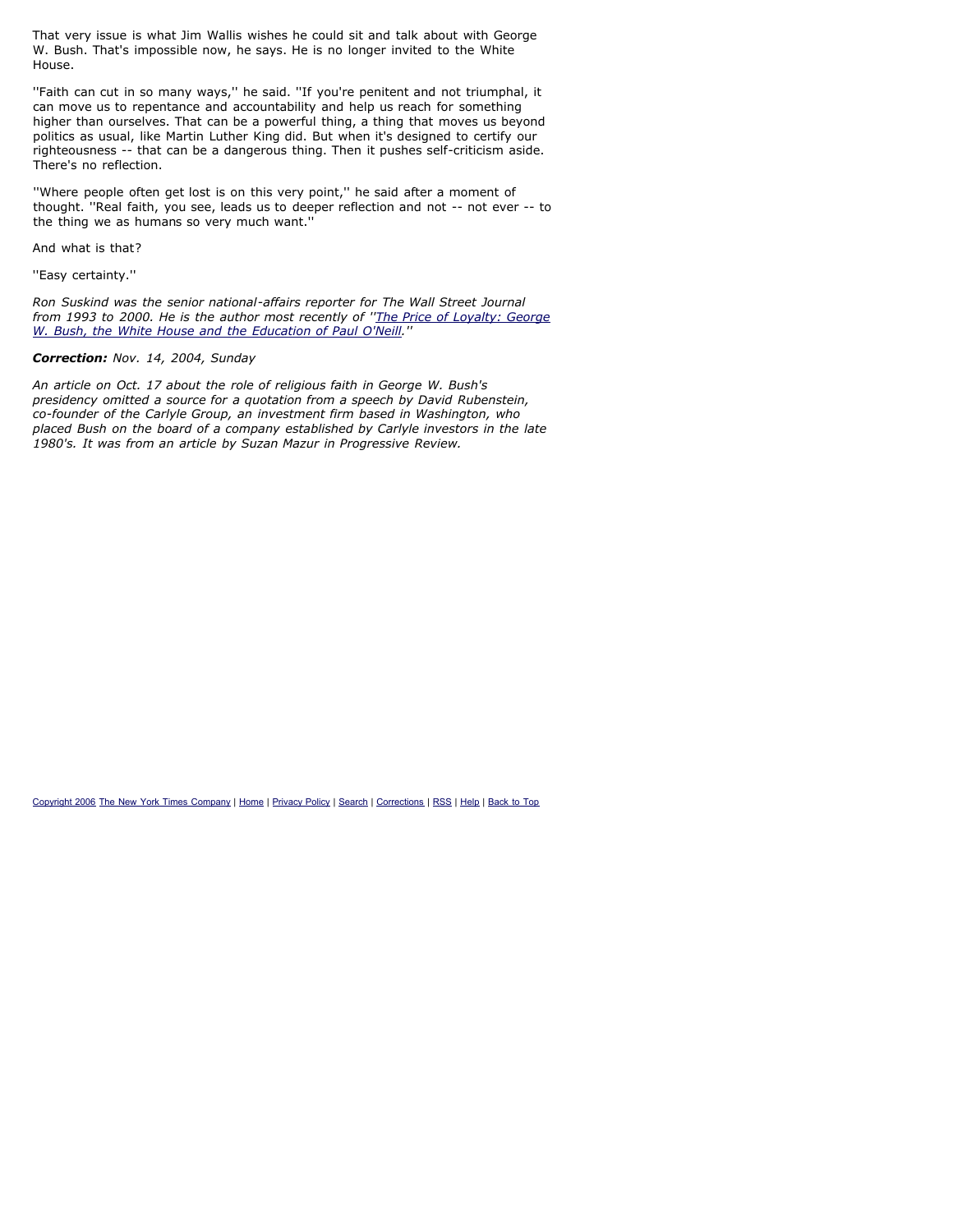That very issue is what Jim Wallis wishes he could sit and talk about with George W. Bush. That's impossible now, he says. He is no longer invited to the White House.

''Faith can cut in so many ways,'' he said. ''If you're penitent and not triumphal, it can move us to repentance and accountability and help us reach for something higher than ourselves. That can be a powerful thing, a thing that moves us beyond politics as usual, like Martin Luther King did. But when it's designed to certify our righteousness -- that can be a dangerous thing. Then it pushes self-criticism aside. There's no reflection.

''Where people often get lost is on this very point,'' he said after a moment of thought. ''Real faith, you see, leads us to deeper reflection and not -- not ever -- to the thing we as humans so very much want.''

And what is that?

''Easy certainty.''

*Ron Suskind was the senior national-affairs reporter for The Wall Street Journal from 1993 to 2000. He is the author most recently of ''The Price of Loyalty: George W. Bush, the White House and the Education of Paul O'Neill.''*

***Correction:*** *Nov. 14, 2004, Sunday*

*An article on Oct. 17 about the role of religious faith in George W. Bush's presidency omitted a source for a quotation from a speech by David Rubenstein, co-founder of the Carlyle Group, an investment firm based in Washington, who placed Bush on the board of a company established by Carlyle investors in the late 1980's. It was from an article by Suzan Mazur in Progressive Review.*

Copyright 2006 The New York Times Company | Home | Privacy Policy | Search | Corrections | RSS | Help | Back to Top